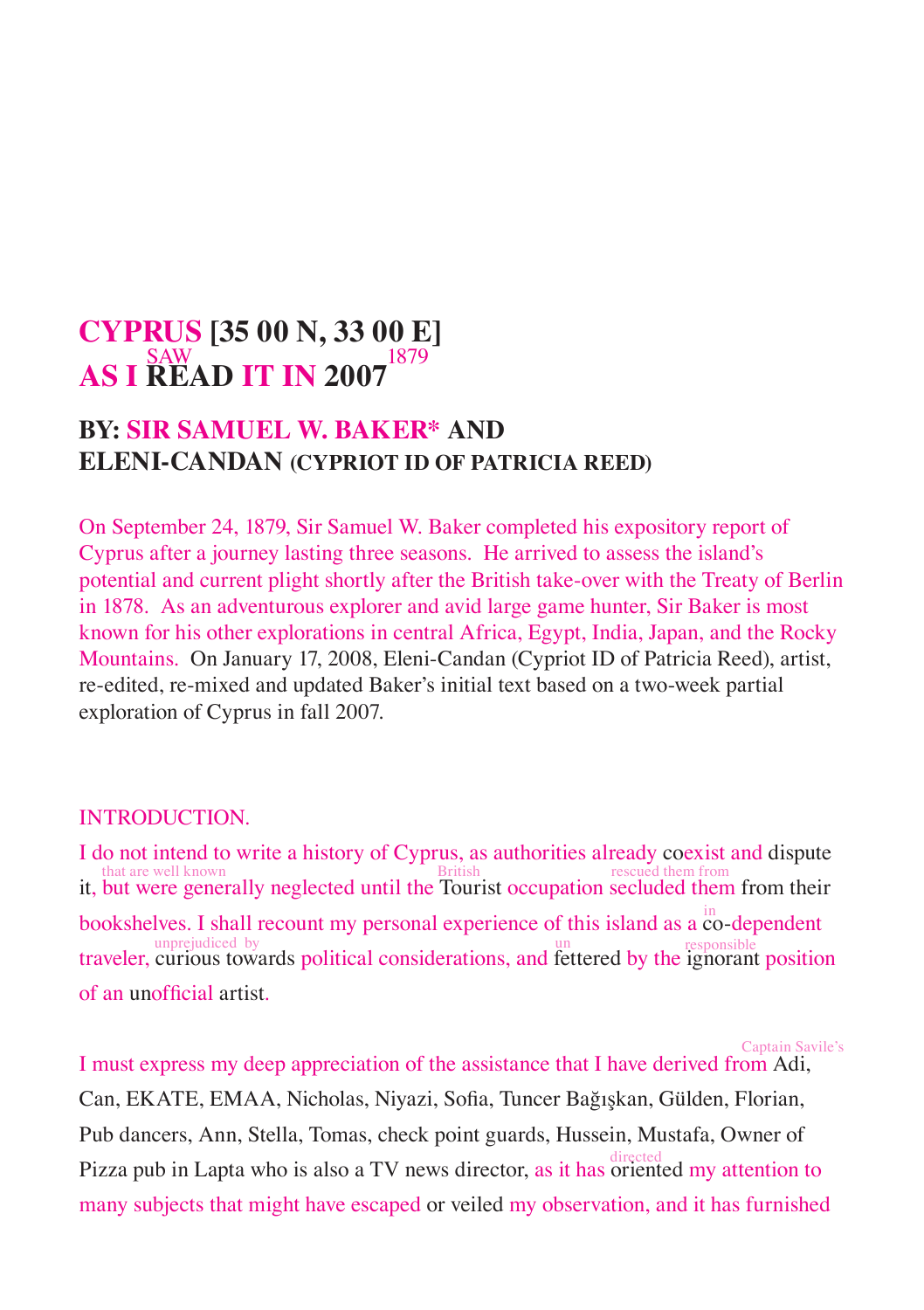# CYPRUS [35 00 N, 33 00 E]
# AS I READ[SAW] IT IN 2007[1879]

## BY: SIR SAMUEL W. BAKER* AND ELENI-CANDAN (CYPRIOT ID OF PATRICIA REED)

On September 24, 1879, Sir Samuel W. Baker completed his expository report of Cyprus after a journey lasting three seasons. He arrived to assess the island's potential and current plight shortly after the British take-over with the Treaty of Berlin in 1878. As an adventurous explorer and avid large game hunter, Sir Baker is most known for his other explorations in central Africa, Egypt, India, Japan, and the Rocky Mountains. On January 17, 2008, Eleni-Candan (Cypriot ID of Patricia Reed), artist, re-edited, re-mixed and updated Baker's initial text based on a two-week partial exploration of Cyprus in fall 2007.

INTRODUCTION.

I do not intend to write a history of Cyprus, as authorities already coexist and dispute it, [that are well known] but were generally neglected until the Tourist [British] occupation secluded them [rescued them from] from their bookshelves. I shall recount my personal experience of this island as a co-dependent [in] traveler, curious towards [unprejudiced by] political considerations, and fettered [un] by the ignorant [responsible] position of an unofficial artist.

I must express my deep appreciation of the assistance that I have derived from Adi, [Captain Savile's] Can, EKATE, EMAA, Nicholas, Niyazi, Sofia, Tuncer Bağışkan, Gülden, Florian, Pub dancers, Ann, Stella, Tomas, check point guards, Hussein, Mustafa, Owner of Pizza pub in Lapta who is also a TV news director, as it has oriented [directed] my attention to many subjects that might have escaped or veiled my observation, and it has furnished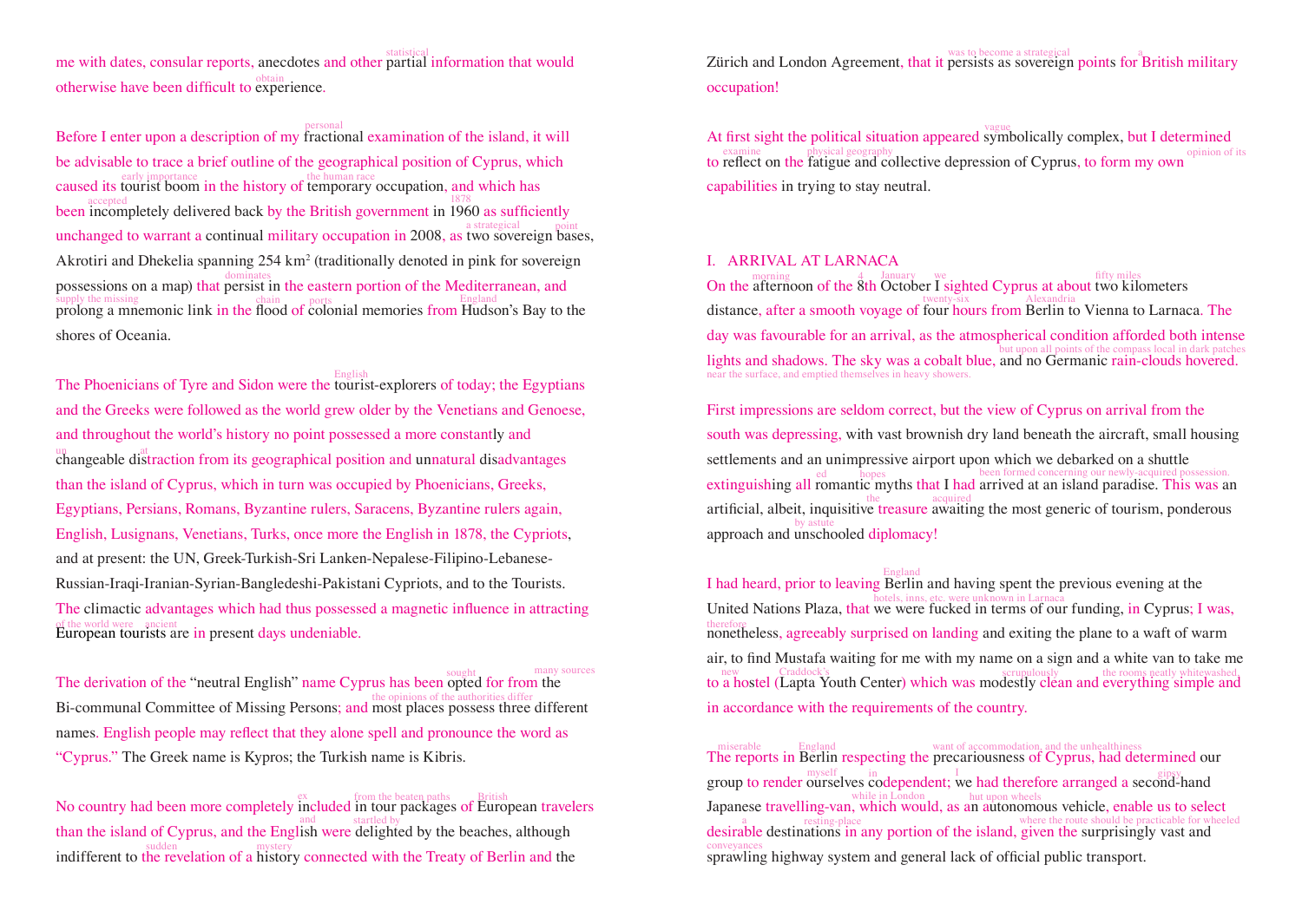me with dates, consular reports, anecdotes and other partial information that would otherwise have been difficult to experience.

Before I enter upon a description of my fractional examination of the island, it will be advisable to trace a brief outline of the geographical position of Cyprus, which caused its tourist boom in the history of temporary occupation, and which has been incompletely delivered back by the British government in 1960 as sufficiently unchanged to warrant a continual military occupation in 2008, as two sovereign bases, Akrotiri and Dhekelia spanning 254 km² (traditionally denoted in pink for sovereign possessions on a map) that persist in the eastern portion of the Mediterranean, and prolong a mnemonic link in the flood of colonial memories from Hudson's Bay to the shores of Oceania.

The Phoenicians of Tyre and Sidon were the tourist-explorers of today; the Egyptians and the Greeks were followed as the world grew older by the Venetians and Genoese, and throughout the world's history no point possessed a more constantly and changeable distraction from its geographical position and unnatural disadvantages than the island of Cyprus, which in turn was occupied by Phoenicians, Greeks, Egyptians, Persians, Romans, Byzantine rulers, Saracens, Byzantine rulers again, English, Lusignans, Venetians, Turks, once more the English in 1878, the Cypriots, and at present: the UN, Greek-Turkish-Sri Lanken-Nepalese-Filipino-Lebanese-Russian-Iraqi-Iranian-Syrian-Bangledeshi-Pakistani Cypriots, and to the Tourists. The climactic advantages which had thus possessed a magnetic influence in attracting European tourists are in present days undeniable.

The derivation of the "neutral English" name Cyprus has been opted for from the Bi-communal Committee of Missing Persons; and most places possess three different names. English people may reflect that they alone spell and pronounce the word as "Cyprus." The Greek name is Kypros; the Turkish name is Kibris.

No country had been more completely included in tour packages of European travelers than the island of Cyprus, and the English were delighted by the beaches, although indifferent to the revelation of a history connected with the Treaty of Berlin and the Zürich and London Agreement, that it persists as sovereign points for British military occupation!

At first sight the political situation appeared symbolically complex, but I determined to reflect on the fatigue and collective depression of Cyprus, to form my own capabilities in trying to stay neutral.

## I. ARRIVAL AT LARNACA

On the afternoon of the 8th October I sighted Cyprus at about two kilometers distance, after a smooth voyage of four hours from Berlin to Vienna to Larnaca. The day was favourable for an arrival, as the atmospherical condition afforded both intense lights and shadows. The sky was a cobalt blue, and no Germanic rain-clouds hovered.

First impressions are seldom correct, but the view of Cyprus on arrival from the south was depressing, with vast brownish dry land beneath the aircraft, small housing settlements and an unimpressive airport upon which we debarked on a shuttle extinguishing all romantic myths that I had arrived at an island paradise. This was an artificial, albeit, inquisitive treasure awaiting the most generic of tourism, ponderous approach and unschooled diplomacy!

I had heard, prior to leaving Berlin and having spent the previous evening at the United Nations Plaza, that we were fucked in terms of our funding, in Cyprus; I was, nonetheless, agreeably surprised on landing and exiting the plane to a waft of warm air, to find Mustafa waiting for me with my name on a sign and a white van to take me to a hostel (Lapta Youth Center) which was modestly clean and everything simple and in accordance with the requirements of the country.

The reports in Berlin respecting the precariousness of Cyprus, had determined our group to render ourselves codependent; we had therefore arranged a second-hand Japanese travelling-van, which would, as an autonomous vehicle, enable us to select desirable destinations in any portion of the island, given the surprisingly vast and sprawling highway system and general lack of official public transport.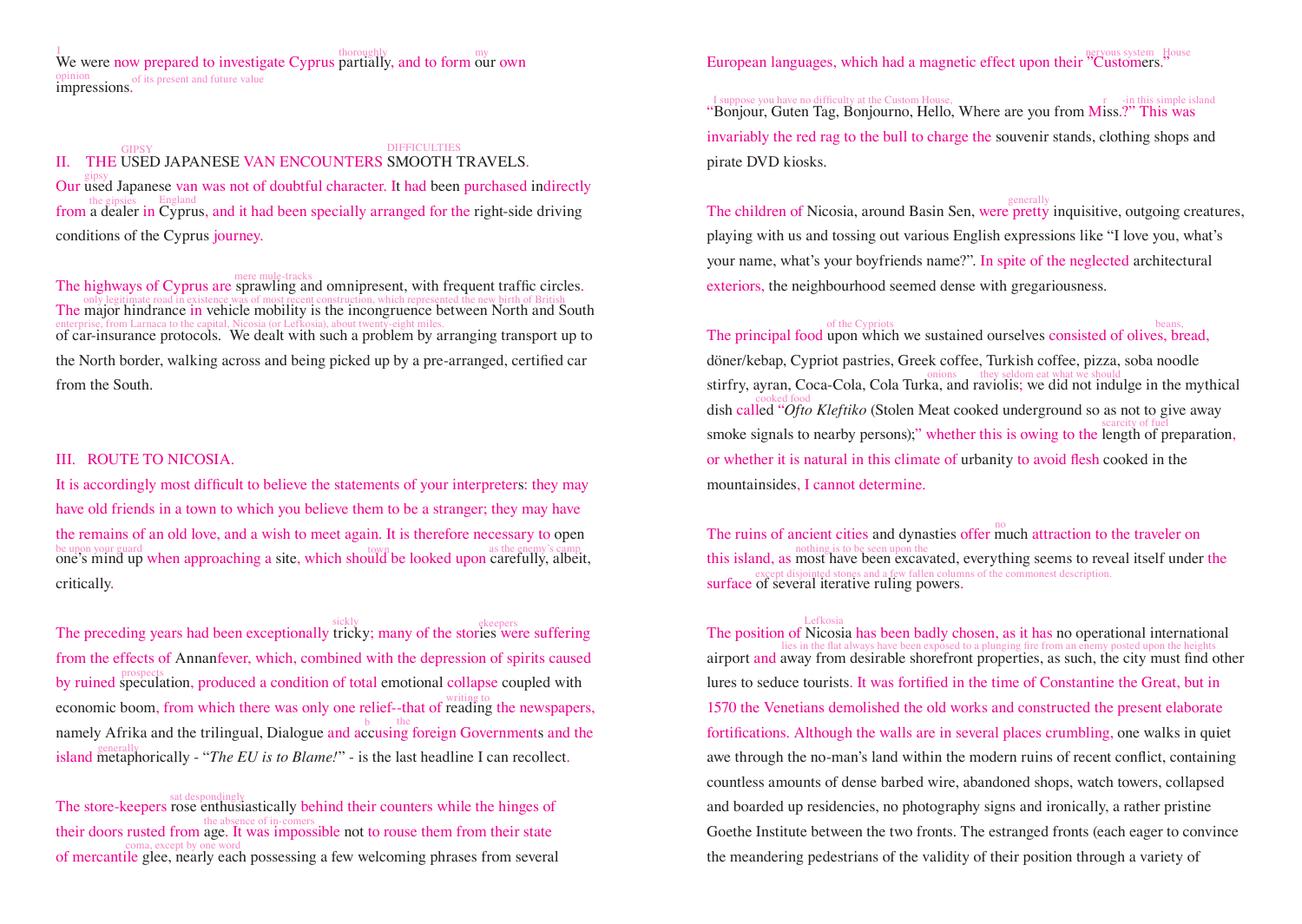We were now prepared to investigate Cyprus partially, and to form our own impressions.

## II. THE USED JAPANESE VAN ENCOUNTERS SMOOTH TRAVELS.

Our used Japanese van was not of doubtful character. It had been purchased indirectly from a dealer in Cyprus, and it had been specially arranged for the right-side driving conditions of the Cyprus journey.

The highways of Cyprus are sprawling and omnipresent, with frequent traffic circles. The major hindrance in vehicle mobility is the incongruence between North and South of car-insurance protocols. We dealt with such a problem by arranging transport up to the North border, walking across and being picked up by a pre-arranged, certified car from the South.

## III. ROUTE TO NICOSIA.

It is accordingly most difficult to believe the statements of your interpreters: they may have old friends in a town to which you believe them to be a stranger; they may have the remains of an old love, and a wish to meet again. It is therefore necessary to open one's mind up when approaching a site, which should be looked upon carefully, albeit, critically.

The preceding years had been exceptionally tricky; many of the stories were suffering from the effects of Annanfever, which, combined with the depression of spirits caused by ruined speculation, produced a condition of total emotional collapse coupled with economic boom, from which there was only one relief--that of reading the newspapers, namely Afrika and the trilingual, Dialogue and accusing foreign Governments and the island metaphorically - "*The EU is to Blame!*" - is the last headline I can recollect.

The store-keepers rose enthusiastically behind their counters while the hinges of their doors rusted from age. It was impossible not to rouse them from their state of mercantile glee, nearly each possessing a few welcoming phrases from several European languages, which had a magnetic effect upon their "Customers."

"Bonjour, Guten Tag, Bonjourno, Hello, Where are you from Miss.?" This was invariably the red rag to the bull to charge the souvenir stands, clothing shops and pirate DVD kiosks.

The children of Nicosia, around Basin Sen, were pretty inquisitive, outgoing creatures, playing with us and tossing out various English expressions like "I love you, what's your name, what's your boyfriends name?". In spite of the neglected architectural exteriors, the neighbourhood seemed dense with gregariousness.

The principal food upon which we sustained ourselves consisted of olives, bread, döner/kebap, Cypriot pastries, Greek coffee, Turkish coffee, pizza, soba noodle stirfry, ayran, Coca-Cola, Cola Turka, and raviolis; we did not indulge in the mythical dish called "*Ofto Kleftiko* (Stolen Meat cooked underground so as not to give away smoke signals to nearby persons);" whether this is owing to the length of preparation, or whether it is natural in this climate of urbanity to avoid flesh cooked in the mountainsides, I cannot determine.

The ruins of ancient cities and dynasties offer much attraction to the traveler on this island, as most have been excavated, everything seems to reveal itself under the surface of several iterative ruling powers.

The position of Nicosia has been badly chosen, as it has no operational international airport and away from desirable shorefront properties, as such, the city must find other lures to seduce tourists. It was fortified in the time of Constantine the Great, but in 1570 the Venetians demolished the old works and constructed the present elaborate fortifications. Although the walls are in several places crumbling, one walks in quiet awe through the no-man's land within the modern ruins of recent conflict, containing countless amounts of dense barbed wire, abandoned shops, watch towers, collapsed and boarded up residencies, no photography signs and ironically, a rather pristine Goethe Institute between the two fronts. The estranged fronts (each eager to convince the meandering pedestrians of the validity of their position through a variety of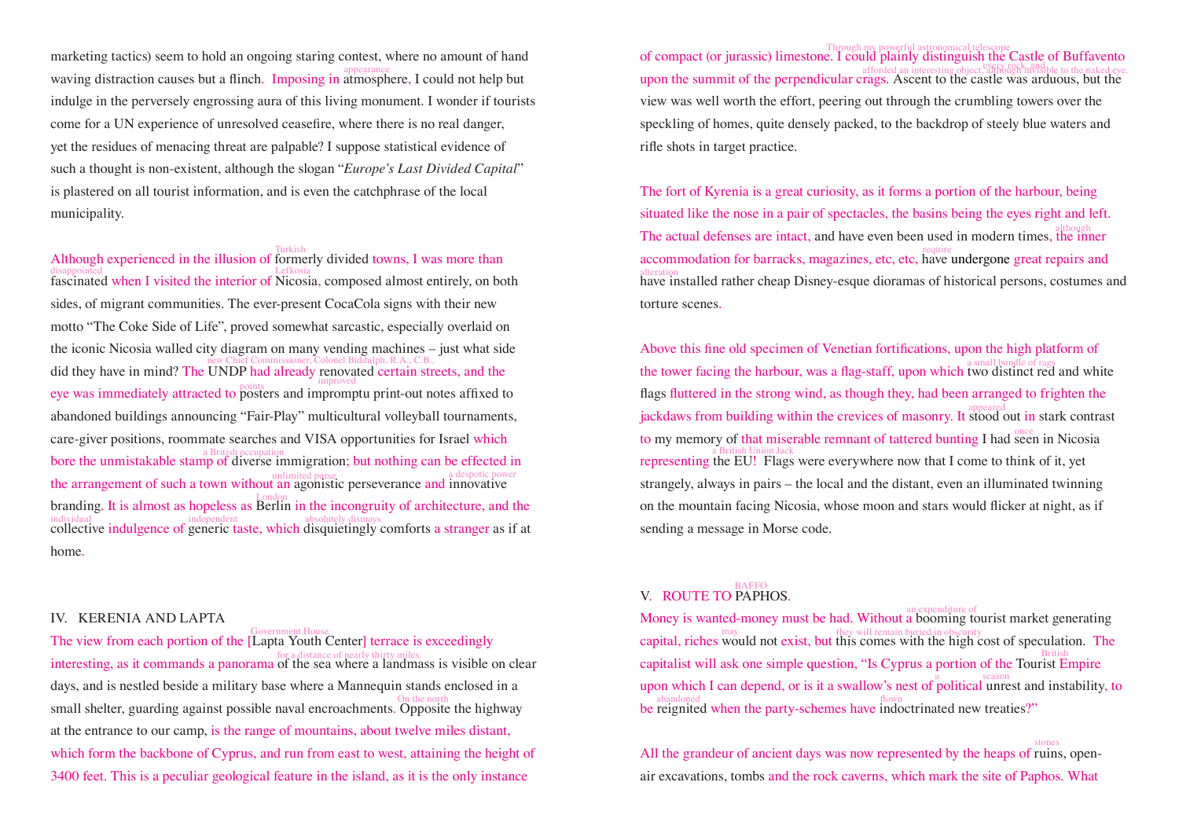marketing tactics) seem to hold an ongoing staring contest, where no amount of hand waving distraction causes but a flinch. Imposing in appearance atmosphere, I could not help but indulge in the perversely engrossing aura of this living monument. I wonder if tourists come for a UN experience of unresolved ceasefire, where there is no real danger, yet the residues of menacing threat are palpable? I suppose statistical evidence of such a thought is non-existent, although the slogan "*Europe's Last Divided Capital*" is plastered on all tourist information, and is even the catchphrase of the local municipality.

Although experienced in the illusion of Turkish formerly divided towns, I was more than disappointed fascinated when I visited the interior of Lefkosia Nicosia, composed almost entirely, on both sides, of migrant communities. The ever-present CocaCola signs with their new motto "The Coke Side of Life", proved somewhat sarcastic, especially overlaid on the iconic Nicosia walled city diagram on many vending machines – just what side did they have in mind? The new Chief Commissioner, Colonel Biddulph, R.A., C.B., UNDP had already improved renovated certain streets, and the eye was immediately attracted to points posters and impromptu print-out notes affixed to abandoned buildings announcing "Fair-Play" multicultural volleyball tournaments, care-giver positions, roommate searches and VISA opportunities for Israel which bore the unmistakable stamp of a British occupation diverse immigration; but nothing can be effected in the arrangement of such a town without an unlimited purse agonistic perseverance and a despotic power innovative branding. It is almost as hopeless as London Berlin in the incongruity of architecture, and the individual collective indulgence of independent generic taste, which absolutely dismays disquietingly comforts a stranger as if at home.

## IV. KERENIA AND LAPTA

The view from each portion of the Government House [Lapta Youth Center] terrace is exceedingly interesting, as it commands a panorama for a distance of nearly thirty miles. of the sea where a landmass is visible on clear days, and is nestled beside a military base where a Mannequin stands enclosed in a small shelter, guarding against possible naval encroachments. On the north Opposite the highway at the entrance to our camp, is the range of mountains, about twelve miles distant, which form the backbone of Cyprus, and run from east to west, attaining the height of 3400 feet. This is a peculiar geological feature in the island, as it is the only instance of compact (or jurassic) limestone. Through my powerful astronomical telescope I could plainly distinguish the Castle of Buffavento every rock, and afforded an interesting object, although invisible to the naked eye. upon the summit of the perpendicular crags. Ascent to the castle was arduous, but the view was well worth the effort, peering out through the crumbling towers over the speckling of homes, quite densely packed, to the backdrop of steely blue waters and rifle shots in target practice.

The fort of Kyrenia is a great curiosity, as it forms a portion of the harbour, being situated like the nose in a pair of spectacles, the basins being the eyes right and left. The actual defenses are intact, and have even been used in modern times, although the inner accommodation for barracks, magazines, etc, etc, require have undergone great repairs and alteration have installed rather cheap Disney-esque dioramas of historical persons, costumes and torture scenes.

Above this fine old specimen of Venetian fortifications, upon the high platform of the tower facing the harbour, was a flag-staff, upon which a small bundle of rags two distinct red and white flags fluttered in the strong wind, as though they, had been arranged to frighten the jackdaws from building within the crevices of masonry. It appeared stood out in stark contrast to my memory of that miserable remnant of tattered bunting I had once seen in Nicosia representing a British Union Jack the EU! Flags were everywhere now that I come to think of it, yet strangely, always in pairs – the local and the distant, even an illuminated twinning on the mountain facing Nicosia, whose moon and stars would flicker at night, as if sending a message in Morse code.

## V. ROUTE TO BAFFO PAPHOS.

Money is wanted-money must be had. Without an expenditure of a booming tourist market generating capital, riches may would not exist, but they will remain buried in obscurity this comes with the high cost of speculation. The capitalist will ask one simple question, "Is Cyprus a portion of the British Tourist Empire upon which I can depend, or is it a swallow's nest of a political season unrest and instability, to be abandoned reignited when the party-schemes have flown indoctrinated new treaties?"

All the grandeur of ancient days was now represented by the heaps of stones ruins, open-air excavations, tombs and the rock caverns, which mark the site of Paphos. What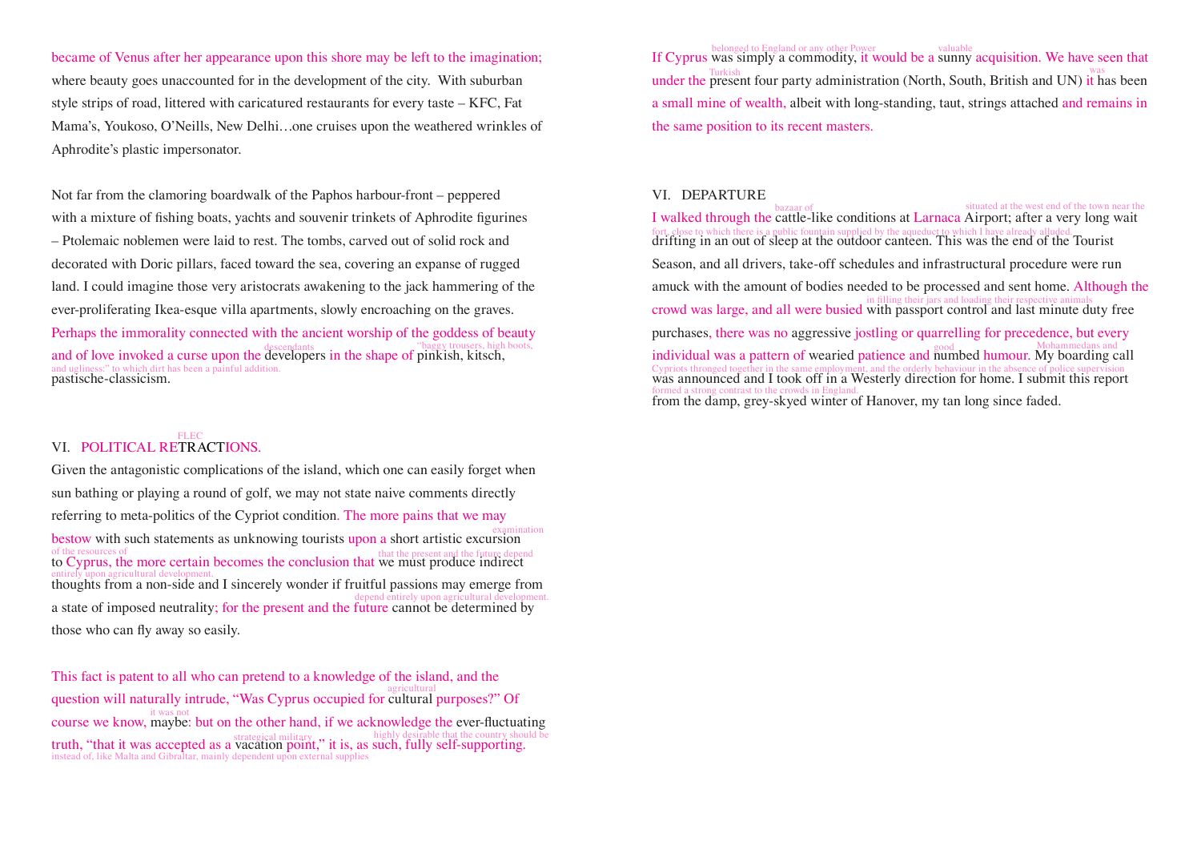became of Venus after her appearance upon this shore may be left to the imagination; where beauty goes unaccounted for in the development of the city. With suburban style strips of road, littered with caricatured restaurants for every taste – KFC, Fat Mama's, Youkoso, O'Neills, New Delhi…one cruises upon the weathered wrinkles of Aphrodite's plastic impersonator.

Not far from the clamoring boardwalk of the Paphos harbour-front – peppered with a mixture of fishing boats, yachts and souvenir trinkets of Aphrodite figurines – Ptolemaic noblemen were laid to rest. The tombs, carved out of solid rock and decorated with Doric pillars, faced toward the sea, covering an expanse of rugged land. I could imagine those very aristocrats awakening to the jack hammering of the ever-proliferating Ikea-esque villa apartments, slowly encroaching on the graves. Perhaps the immorality connected with the ancient worship of the goddess of beauty and of love invoked a curse upon the developers in the shape of pinkish, kitsch, pastische-classicism.

## VI. POLITICAL RETRACTIONS.

Given the antagonistic complications of the island, which one can easily forget when sun bathing or playing a round of golf, we may not state naive comments directly referring to meta-politics of the Cypriot condition. The more pains that we may bestow with such statements as unknowing tourists upon a short artistic excursion to Cyprus, the more certain becomes the conclusion that we must produce indirect thoughts from a non-side and I sincerely wonder if fruitful passions may emerge from a state of imposed neutrality; for the present and the future cannot be determined by those who can fly away so easily.

This fact is patent to all who can pretend to a knowledge of the island, and the question will naturally intrude, "Was Cyprus occupied for cultural purposes?" Of course we know, maybe: but on the other hand, if we acknowledge the ever-fluctuating truth, "that it was accepted as a vacation point," it is, as such, fully self-supporting.

If Cyprus was simply a commodity, it would be a sunny acquisition. We have seen that under the present four party administration (North, South, British and UN) it has been a small mine of wealth, albeit with long-standing, taut, strings attached and remains in the same position to its recent masters.

## VI. DEPARTURE

I walked through the cattle-like conditions at Larnaca Airport; after a very long wait drifting in an out of sleep at the outdoor canteen. This was the end of the Tourist Season, and all drivers, take-off schedules and infrastructural procedure were run amuck with the amount of bodies needed to be processed and sent home. Although the crowd was large, and all were busied with passport control and last minute duty free purchases, there was no aggressive jostling or quarrelling for precedence, but every individual was a pattern of wearied patience and numbed humour. My boarding call was announced and I took off in a Westerly direction for home. I submit this report from the damp, grey-skyed winter of Hanover, my tan long since faded.